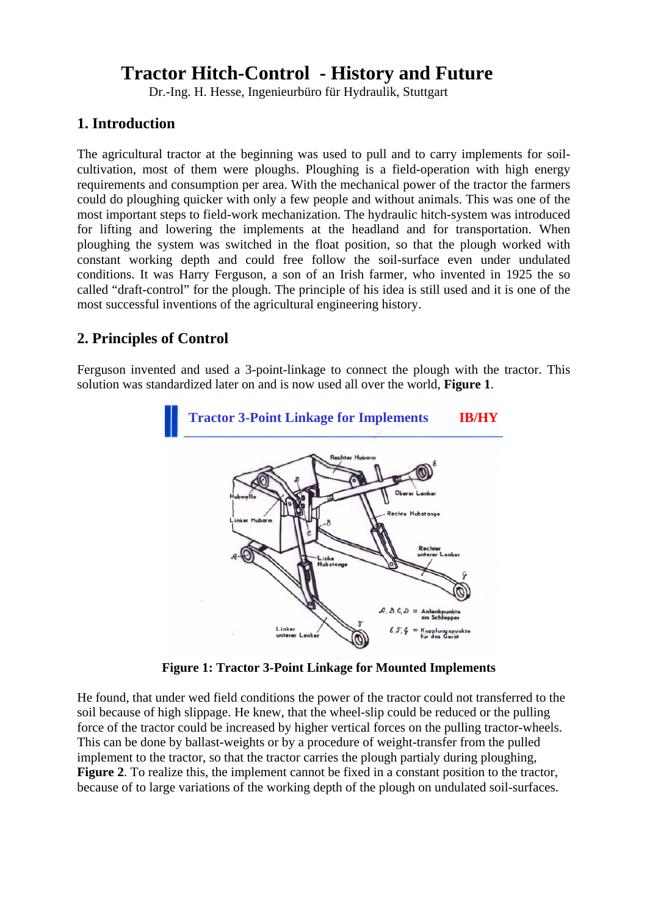# Tractor Hitch-Control - History and Future

Dr.-Ing. H. Hesse, Ingenieurbüro für Hydraulik, Stuttgart

## 1. Introduction

The agricultural tractor at the beginning was used to pull and to carry implements for soil-cultivation, most of them were ploughs. Ploughing is a field-operation with high energy requirements and consumption per area. With the mechanical power of the tractor the farmers could do ploughing quicker with only a few people and without animals. This was one of the most important steps to field-work mechanization. The hydraulic hitch-system was introduced for lifting and lowering the implements at the headland and for transportation. When ploughing the system was switched in the float position, so that the plough worked with constant working depth and could free follow the soil-surface even under undulated conditions. It was Harry Ferguson, a son of an Irish farmer, who invented in 1925 the so called "draft-control" for the plough. The principle of his idea is still used and it is one of the most successful inventions of the agricultural engineering history.

## 2. Principles of Control

Ferguson invented and used a 3-point-linkage to connect the plough with the tractor. This solution was standardized later on and is now used all over the world, **Figure 1**.

**Figure 1: Tractor 3-Point Linkage for Mounted Implements**

He found, that under wed field conditions the power of the tractor could not transferred to the soil because of high slippage. He knew, that the wheel-slip could be reduced or the pulling force of the tractor could be increased by higher vertical forces on the pulling tractor-wheels. This can be done by ballast-weights or by a procedure of weight-transfer from the pulled implement to the tractor, so that the tractor carries the plough partialy during ploughing, **Figure 2**. To realize this, the implement cannot be fixed in a constant position to the tractor, because of to large variations of the working depth of the plough on undulated soil-surfaces.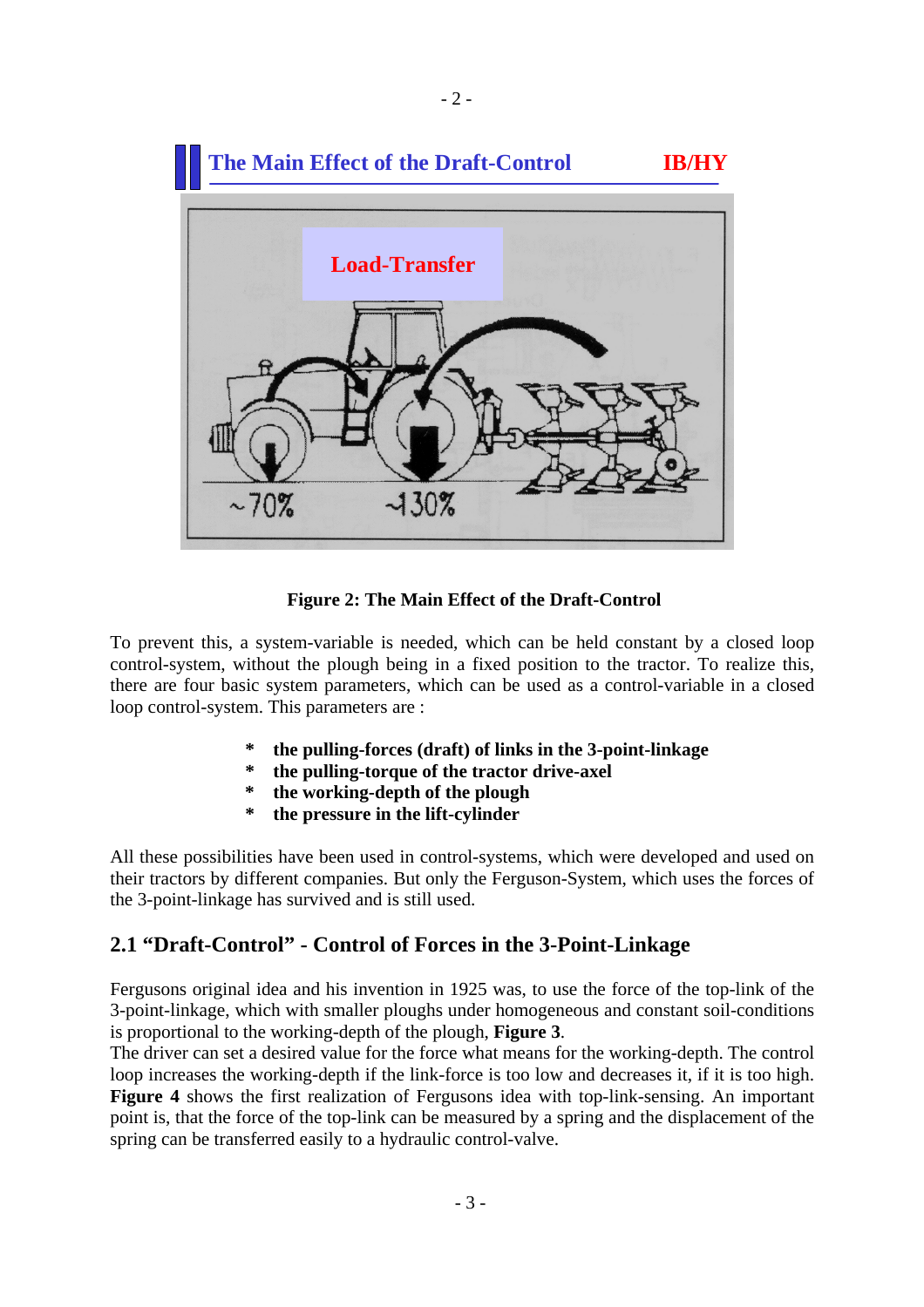**Figure 2: The Main Effect of the Draft-Control**

To prevent this, a system-variable is needed, which can be held constant by a closed loop control-system, without the plough being in a fixed position to the tractor. To realize this, there are four basic system parameters, which can be used as a control-variable in a closed loop control-system. This parameters are :

- **the pulling-forces (draft) of links in the 3-point-linkage**
- **the pulling-torque of the tractor drive-axel**
- **the working-depth of the plough**
- **the pressure in the lift-cylinder**

All these possibilities have been used in control-systems, which were developed and used on their tractors by different companies. But only the Ferguson-System, which uses the forces of the 3-point-linkage has survived and is still used.

## 2.1 "Draft-Control" - Control of Forces in the 3-Point-Linkage

Fergusons original idea and his invention in 1925 was, to use the force of the top-link of the 3-point-linkage, which with smaller ploughs under homogeneous and constant soil-conditions is proportional to the working-depth of the plough, **Figure 3**.
The driver can set a desired value for the force what means for the working-depth. The control loop increases the working-depth if the link-force is too low and decreases it, if it is too high. **Figure 4** shows the first realization of Fergusons idea with top-link-sensing. An important point is, that the force of the top-link can be measured by a spring and the displacement of the spring can be transferred easily to a hydraulic control-valve.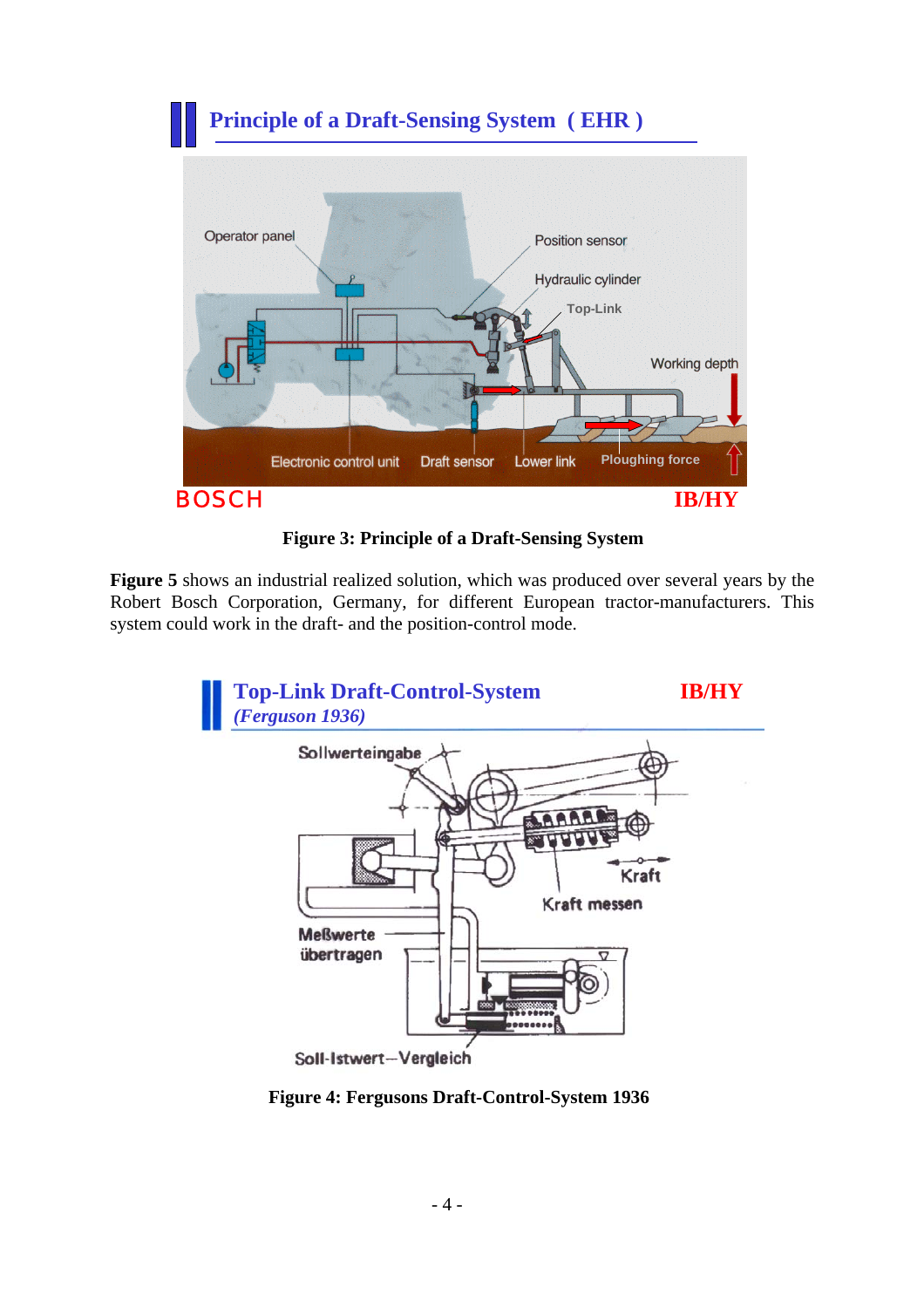**Figure 3: Principle of a Draft-Sensing System**

**Figure 5** shows an industrial realized solution, which was produced over several years by the Robert Bosch Corporation, Germany, for different European tractor-manufacturers. This system could work in the draft- and the position-control mode.

**Figure 4: Fergusons Draft-Control-System 1936**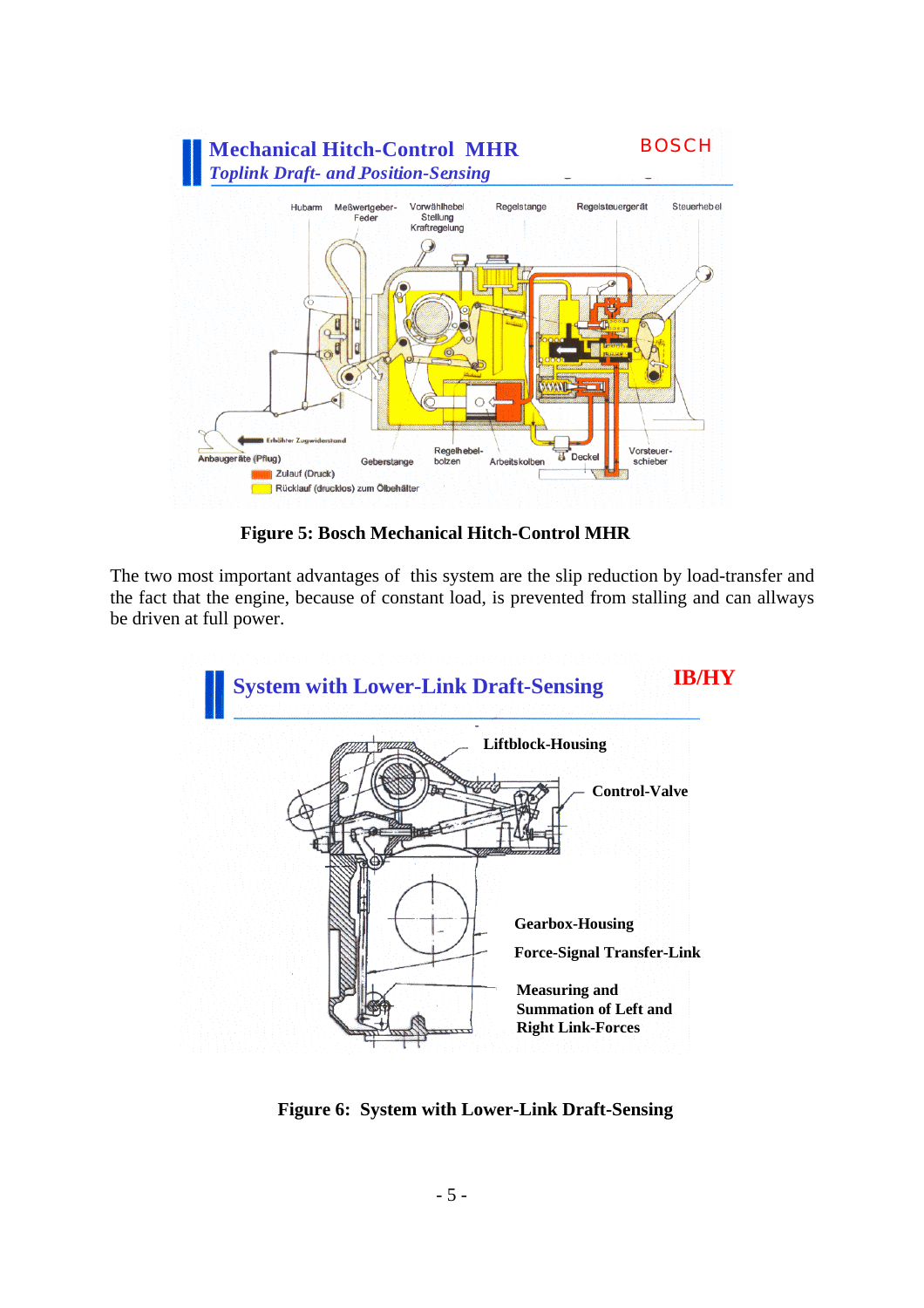Figure 5: Bosch Mechanical Hitch-Control MHR

The two most important advantages of this system are the slip reduction by load-transfer and the fact that the engine, because of constant load, is prevented from stalling and can allways be driven at full power.

Figure 6: System with Lower-Link Draft-Sensing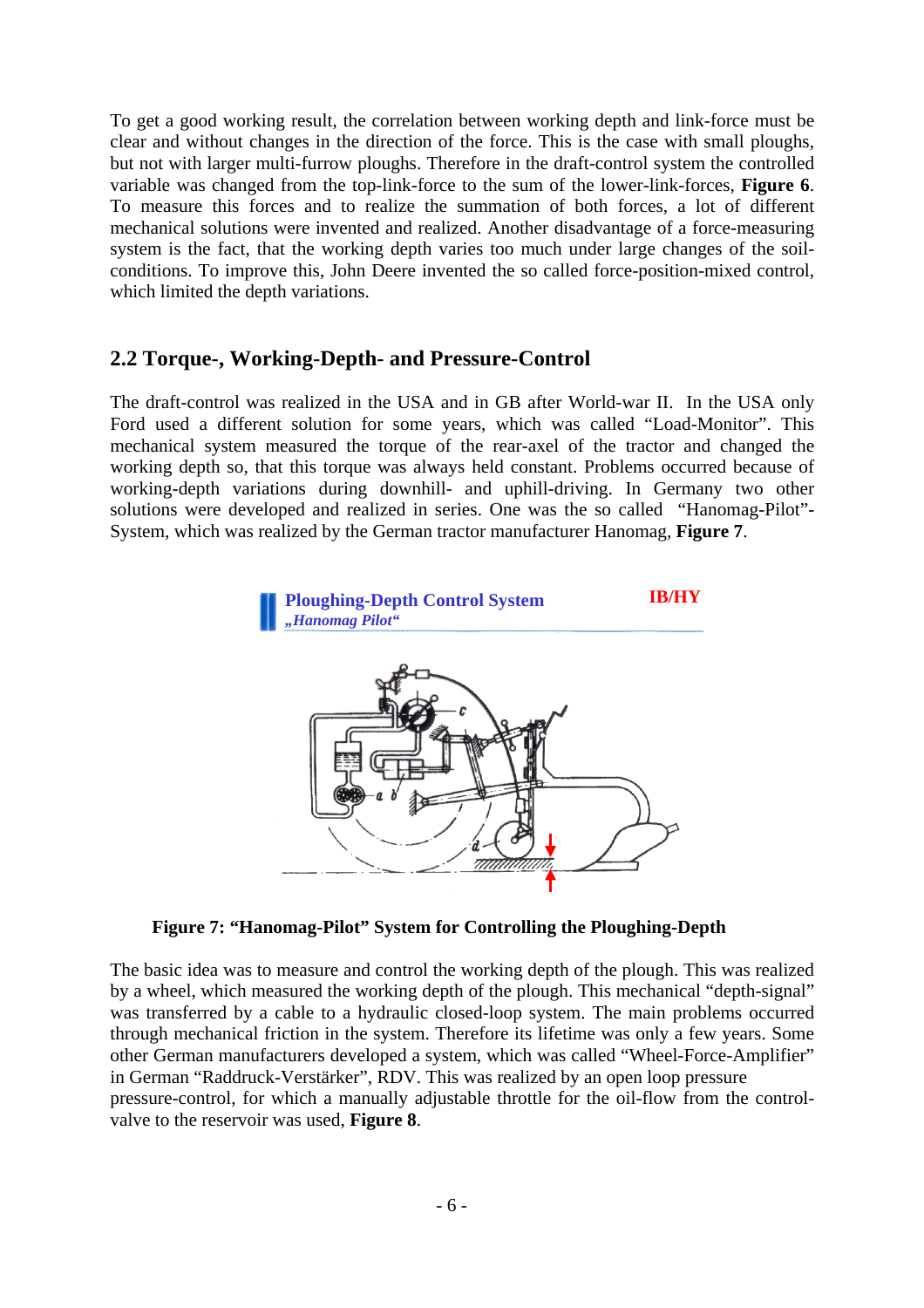To get a good working result, the correlation between working depth and link-force must be clear and without changes in the direction of the force. This is the case with small ploughs, but not with larger multi-furrow ploughs. Therefore in the draft-control system the controlled variable was changed from the top-link-force to the sum of the lower-link-forces, **Figure 6**. To measure this forces and to realize the summation of both forces, a lot of different mechanical solutions were invented and realized. Another disadvantage of a force-measuring system is the fact, that the working depth varies too much under large changes of the soil-conditions. To improve this, John Deere invented the so called force-position-mixed control, which limited the depth variations.

## 2.2 Torque-, Working-Depth- and Pressure-Control

The draft-control was realized in the USA and in GB after World-war II. In the USA only Ford used a different solution for some years, which was called "Load-Monitor". This mechanical system measured the torque of the rear-axel of the tractor and changed the working depth so, that this torque was always held constant. Problems occurred because of working-depth variations during downhill- and uphill-driving. In Germany two other solutions were developed and realized in series. One was the so called "Hanomag-Pilot"-System, which was realized by the German tractor manufacturer Hanomag, **Figure 7**.

**Ploughing-Depth Control System** *„Hanomag Pilot"* **IB/HY**

**Figure 7: "Hanomag-Pilot" System for Controlling the Ploughing-Depth**

The basic idea was to measure and control the working depth of the plough. This was realized by a wheel, which measured the working depth of the plough. This mechanical "depth-signal" was transferred by a cable to a hydraulic closed-loop system. The main problems occurred through mechanical friction in the system. Therefore its lifetime was only a few years. Some other German manufacturers developed a system, which was called "Wheel-Force-Amplifier" in German "Raddruck-Verstärker", RDV. This was realized by an open loop pressure pressure-control, for which a manually adjustable throttle for the oil-flow from the control-valve to the reservoir was used, **Figure 8**.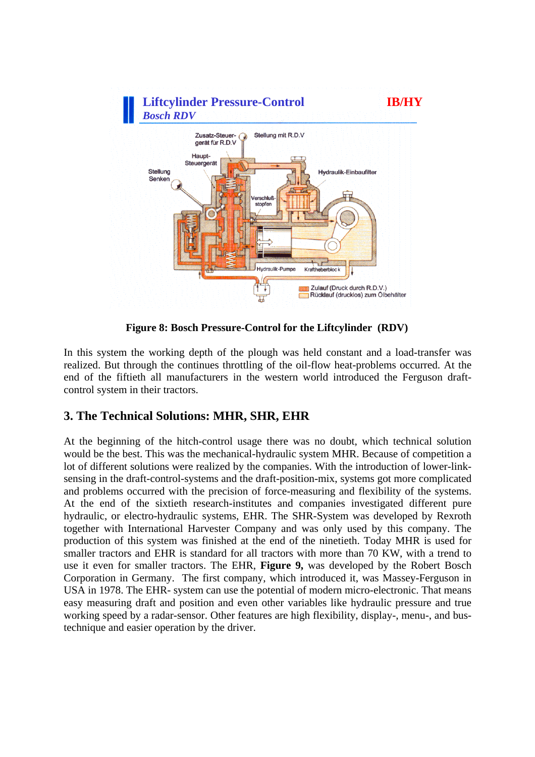**Figure 8: Bosch Pressure-Control for the Liftcylinder (RDV)**

In this system the working depth of the plough was held constant and a load-transfer was realized. But through the continues throttling of the oil-flow heat-problems occurred. At the end of the fiftieth all manufacturers in the western world introduced the Ferguson draft-control system in their tractors.

## 3. The Technical Solutions: MHR, SHR, EHR

At the beginning of the hitch-control usage there was no doubt, which technical solution would be the best. This was the mechanical-hydraulic system MHR. Because of competition a lot of different solutions were realized by the companies. With the introduction of lower-link-sensing in the draft-control-systems and the draft-position-mix, systems got more complicated and problems occurred with the precision of force-measuring and flexibility of the systems. At the end of the sixtieth research-institutes and companies investigated different pure hydraulic, or electro-hydraulic systems, EHR. The SHR-System was developed by Rexroth together with International Harvester Company and was only used by this company. The production of this system was finished at the end of the ninetieth. Today MHR is used for smaller tractors and EHR is standard for all tractors with more than 70 KW, with a trend to use it even for smaller tractors. The EHR, **Figure 9,** was developed by the Robert Bosch Corporation in Germany. The first company, which introduced it, was Massey-Ferguson in USA in 1978. The EHR- system can use the potential of modern micro-electronic. That means easy measuring draft and position and even other variables like hydraulic pressure and true working speed by a radar-sensor. Other features are high flexibility, display-, menu-, and bus-technique and easier operation by the driver.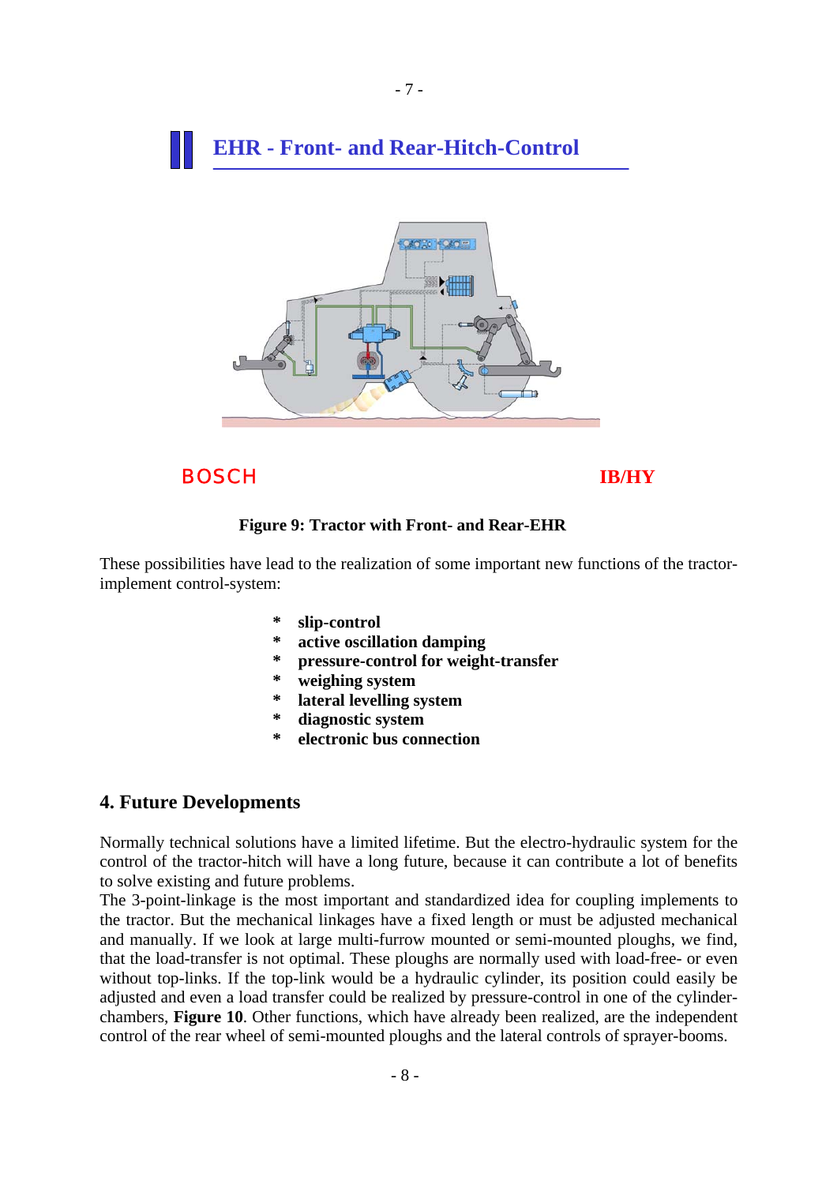## EHR - Front- and Rear-Hitch-Control

BOSCH IB/HY

**Figure 9: Tractor with Front- and Rear-EHR**

These possibilities have lead to the realization of some important new functions of the tractor-implement control-system:

- **slip-control**
- **active oscillation damping**
- **pressure-control for weight-transfer**
- **weighing system**
- **lateral levelling system**
- **diagnostic system**
- **electronic bus connection**

## 4. Future Developments

Normally technical solutions have a limited lifetime. But the electro-hydraulic system for the control of the tractor-hitch will have a long future, because it can contribute a lot of benefits to solve existing and future problems.

The 3-point-linkage is the most important and standardized idea for coupling implements to the tractor. But the mechanical linkages have a fixed length or must be adjusted mechanical and manually. If we look at large multi-furrow mounted or semi-mounted ploughs, we find, that the load-transfer is not optimal. These ploughs are normally used with load-free- or even without top-links. If the top-link would be a hydraulic cylinder, its position could easily be adjusted and even a load transfer could be realized by pressure-control in one of the cylinder-chambers, **Figure 10**. Other functions, which have already been realized, are the independent control of the rear wheel of semi-mounted ploughs and the lateral controls of sprayer-booms.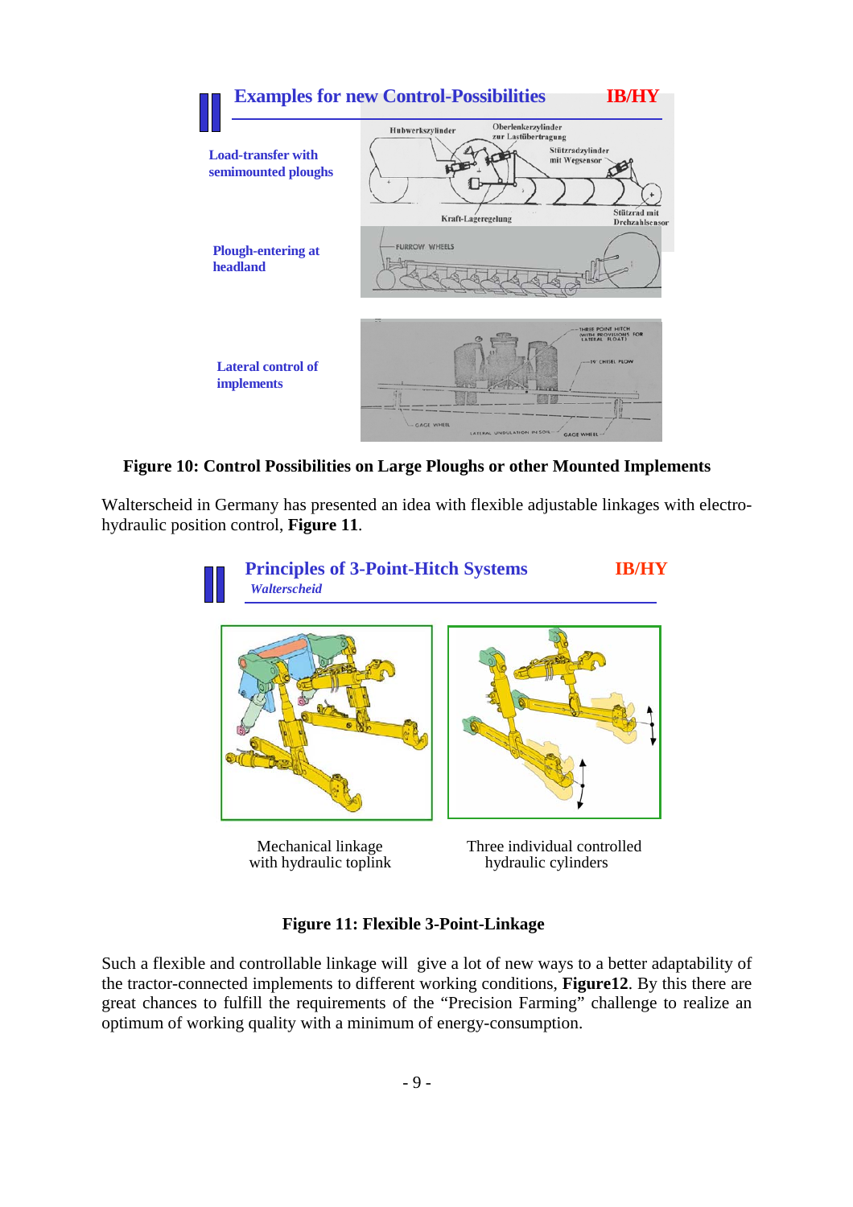**Figure 10: Control Possibilities on Large Ploughs or other Mounted Implements**

Walterscheid in Germany has presented an idea with flexible adjustable linkages with electro-hydraulic position control, **Figure 11**.

**Figure 11: Flexible 3-Point-Linkage**

Such a flexible and controllable linkage will give a lot of new ways to a better adaptability of the tractor-connected implements to different working conditions, **Figure12**. By this there are great chances to fulfill the requirements of the "Precision Farming" challenge to realize an optimum of working quality with a minimum of energy-consumption.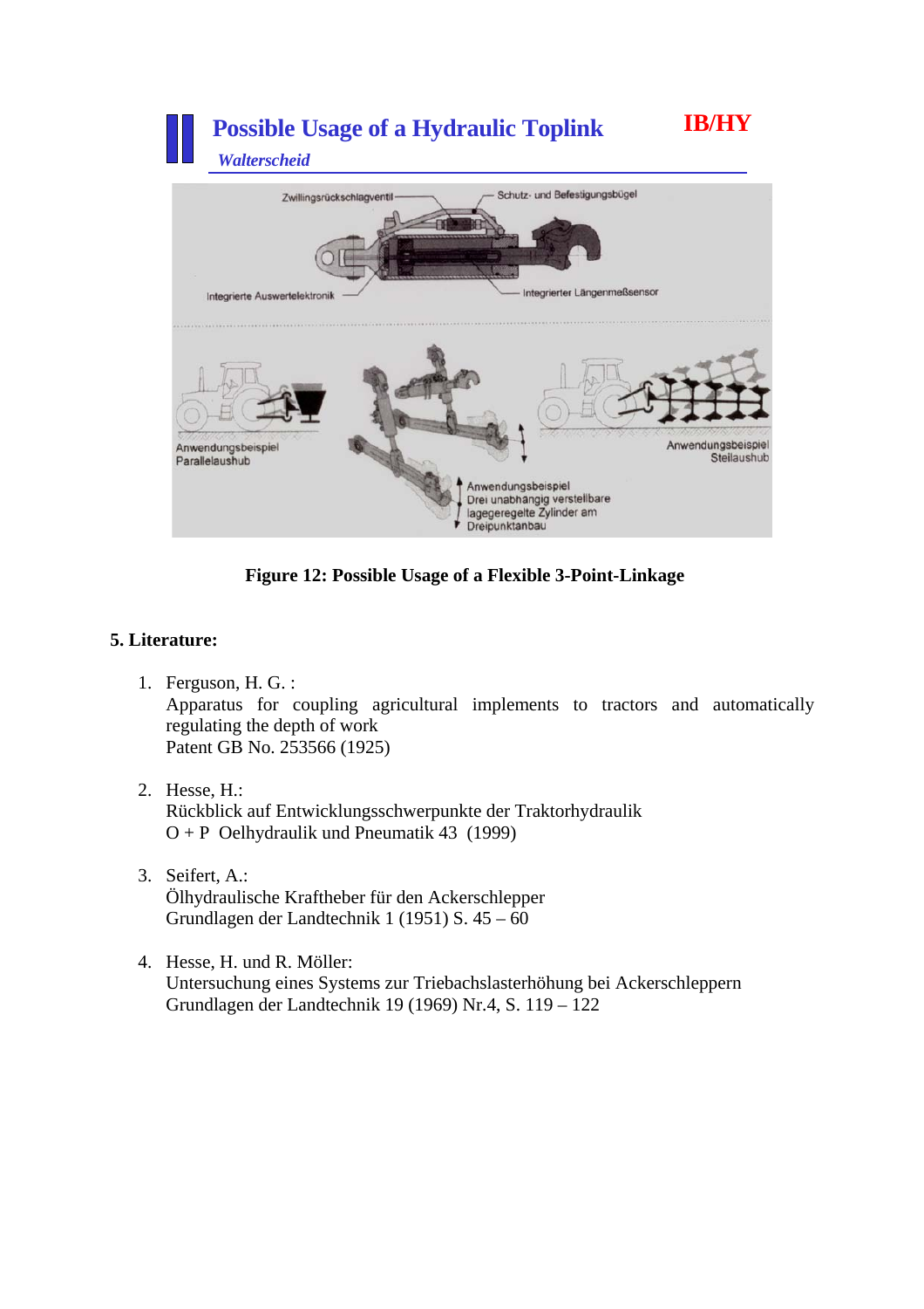## Possible Usage of a Hydraulic Toplink

*Walterscheid*

Zwillingsrückschlagventil

Schutz- und Befestigungsbügel

Integrierte Auswertelektronik

Integrierter Längenmeßsensor

Anwendungsbeispiel
Parallelaushub

Anwendungsbeispiel
Steilaushub

Anwendungsbeispiel
Drei unabhängig verstellbare lagegeregelte Zylinder am Dreipunktanbau

**Figure 12: Possible Usage of a Flexible 3-Point-Linkage**

## 5. Literature:

1. Ferguson, H. G. :
   Apparatus for coupling agricultural implements to tractors and automatically regulating the depth of work
   Patent GB No. 253566 (1925)

2. Hesse, H.:
   Rückblick auf Entwicklungsschwerpunkte der Traktorhydraulik
   O + P Oelhydraulik und Pneumatik 43 (1999)

3. Seifert, A.:
   Ölhydraulische Kraftheber für den Ackerschlepper
   Grundlagen der Landtechnik 1 (1951) S. 45 – 60

4. Hesse, H. und R. Möller:
   Untersuchung eines Systems zur Triebachslasterhöhung bei Ackerschleppern
   Grundlagen der Landtechnik 19 (1969) Nr.4, S. 119 – 122